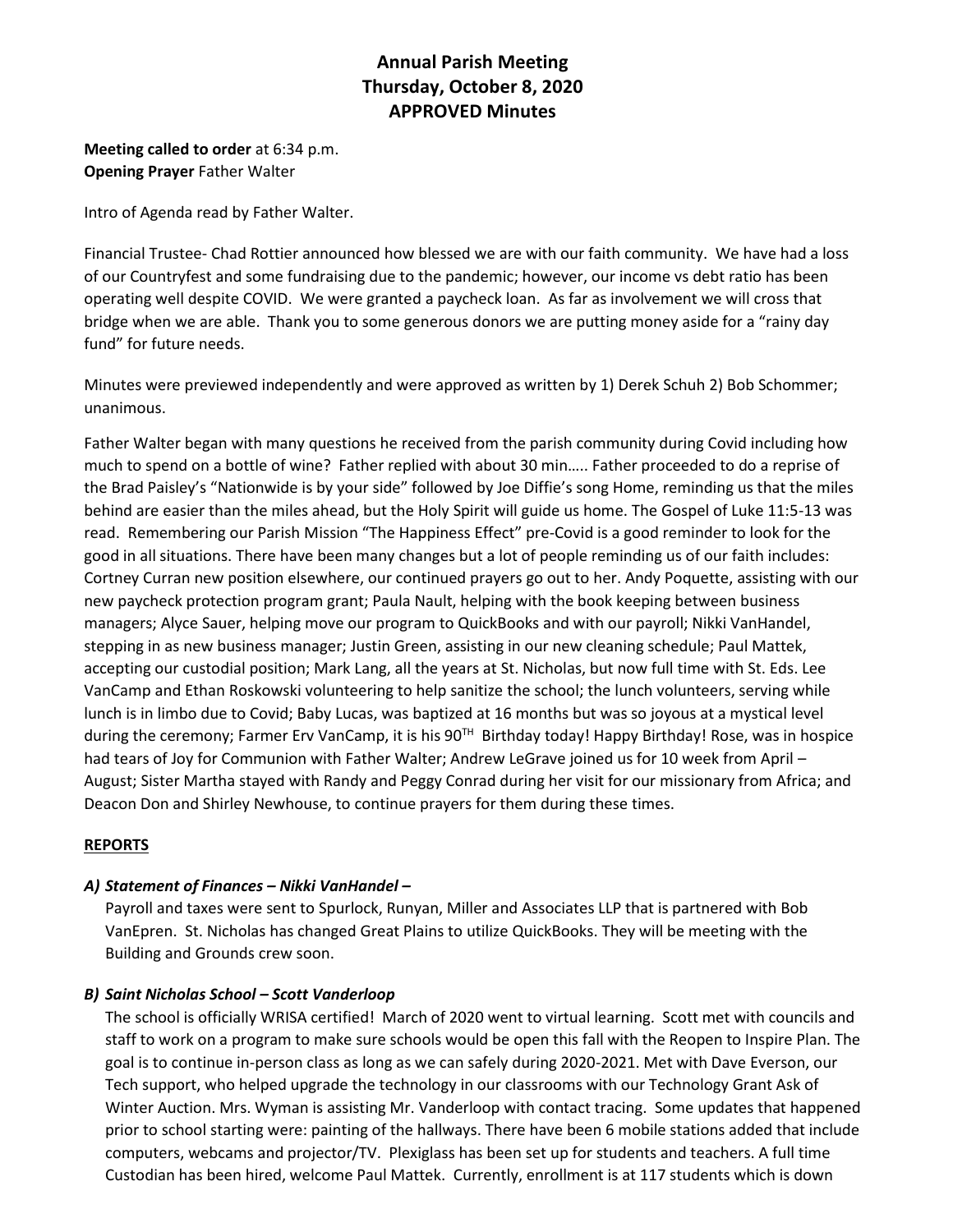# Annual Parish Meeting
## Thursday, October 8, 2020
## APPROVED Minutes

**Meeting called to order** at 6:34 p.m.
**Opening Prayer** Father Walter

Intro of Agenda read by Father Walter.

Financial Trustee- Chad Rottier announced how blessed we are with our faith community. We have had a loss of our Countryfest and some fundraising due to the pandemic; however, our income vs debt ratio has been operating well despite COVID. We were granted a paycheck loan. As far as involvement we will cross that bridge when we are able. Thank you to some generous donors we are putting money aside for a "rainy day fund" for future needs.

Minutes were previewed independently and were approved as written by 1) Derek Schuh 2) Bob Schommer; unanimous.

Father Walter began with many questions he received from the parish community during Covid including how much to spend on a bottle of wine? Father replied with about 30 min….. Father proceeded to do a reprise of the Brad Paisley's "Nationwide is by your side" followed by Joe Diffie's song Home, reminding us that the miles behind are easier than the miles ahead, but the Holy Spirit will guide us home. The Gospel of Luke 11:5-13 was read. Remembering our Parish Mission "The Happiness Effect" pre-Covid is a good reminder to look for the good in all situations. There have been many changes but a lot of people reminding us of our faith includes: Cortney Curran new position elsewhere, our continued prayers go out to her. Andy Poquette, assisting with our new paycheck protection program grant; Paula Nault, helping with the book keeping between business managers; Alyce Sauer, helping move our program to QuickBooks and with our payroll; Nikki VanHandel, stepping in as new business manager; Justin Green, assisting in our new cleaning schedule; Paul Mattek, accepting our custodial position; Mark Lang, all the years at St. Nicholas, but now full time with St. Eds. Lee VanCamp and Ethan Roskowski volunteering to help sanitize the school; the lunch volunteers, serving while lunch is in limbo due to Covid; Baby Lucas, was baptized at 16 months but was so joyous at a mystical level during the ceremony; Farmer Erv VanCamp, it is his 90TH Birthday today! Happy Birthday! Rose, was in hospice had tears of Joy for Communion with Father Walter; Andrew LeGrave joined us for 10 week from April – August; Sister Martha stayed with Randy and Peggy Conrad during her visit for our missionary from Africa; and Deacon Don and Shirley Newhouse, to continue prayers for them during these times.

**REPORTS**

***A) Statement of Finances – Nikki VanHandel –***

Payroll and taxes were sent to Spurlock, Runyan, Miller and Associates LLP that is partnered with Bob VanEpren. St. Nicholas has changed Great Plains to utilize QuickBooks. They will be meeting with the Building and Grounds crew soon.

***B) Saint Nicholas School – Scott Vanderloop***

The school is officially WRISA certified! March of 2020 went to virtual learning. Scott met with councils and staff to work on a program to make sure schools would be open this fall with the Reopen to Inspire Plan. The goal is to continue in-person class as long as we can safely during 2020-2021. Met with Dave Everson, our Tech support, who helped upgrade the technology in our classrooms with our Technology Grant Ask of Winter Auction. Mrs. Wyman is assisting Mr. Vanderloop with contact tracing. Some updates that happened prior to school starting were: painting of the hallways. There have been 6 mobile stations added that include computers, webcams and projector/TV. Plexiglass has been set up for students and teachers. A full time Custodian has been hired, welcome Paul Mattek. Currently, enrollment is at 117 students which is down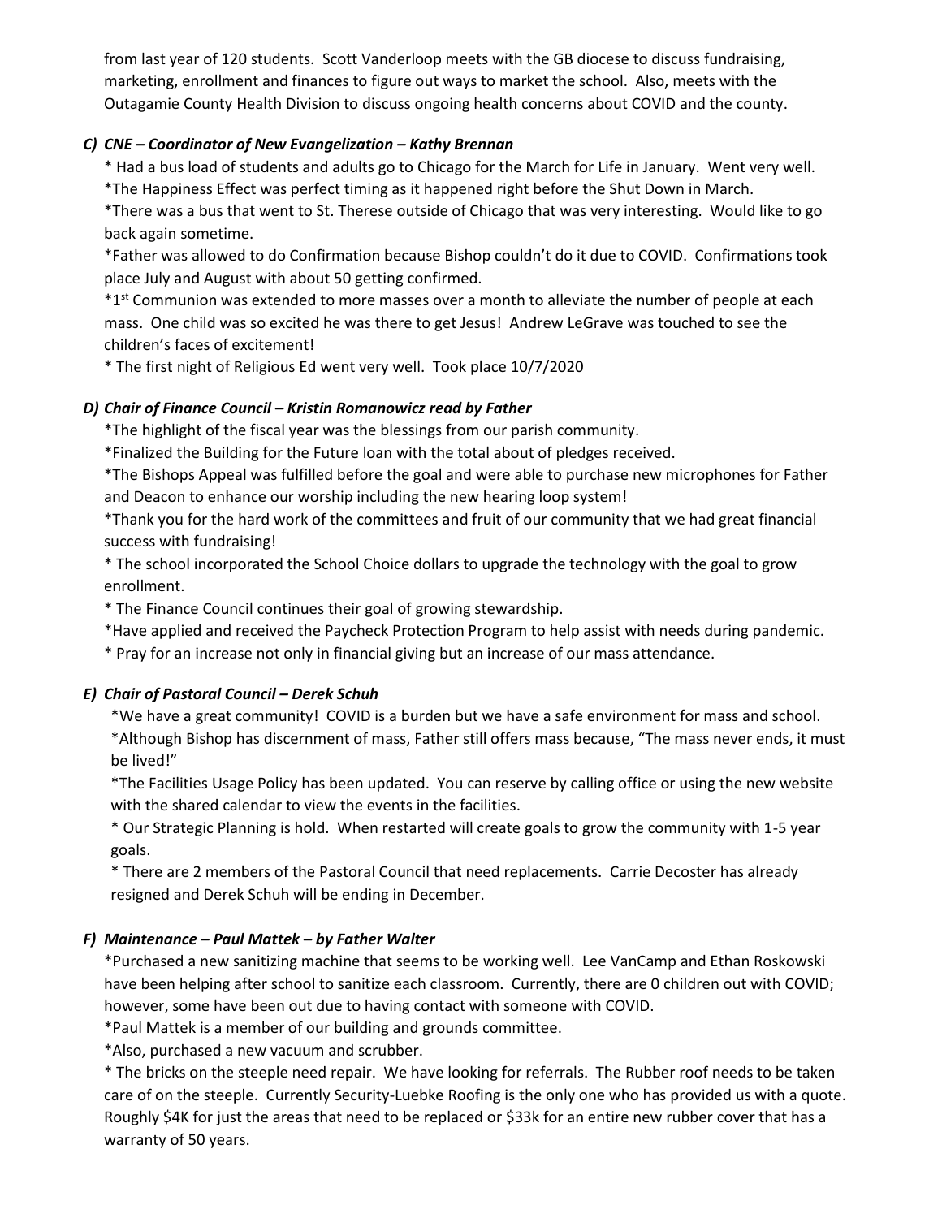from last year of 120 students. Scott Vanderloop meets with the GB diocese to discuss fundraising, marketing, enrollment and finances to figure out ways to market the school. Also, meets with the Outagamie County Health Division to discuss ongoing health concerns about COVID and the county.

### *C) CNE – Coordinator of New Evangelization – Kathy Brennan*

* Had a bus load of students and adults go to Chicago for the March for Life in January. Went very well.
*The Happiness Effect was perfect timing as it happened right before the Shut Down in March.
*There was a bus that went to St. Therese outside of Chicago that was very interesting. Would like to go back again sometime.
*Father was allowed to do Confirmation because Bishop couldn't do it due to COVID. Confirmations took place July and August with about 50 getting confirmed.
*1st Communion was extended to more masses over a month to alleviate the number of people at each mass. One child was so excited he was there to get Jesus! Andrew LeGrave was touched to see the children's faces of excitement!
* The first night of Religious Ed went very well. Took place 10/7/2020

### *D) Chair of Finance Council – Kristin Romanowicz read by Father*

*The highlight of the fiscal year was the blessings from our parish community.
*Finalized the Building for the Future loan with the total about of pledges received.
*The Bishops Appeal was fulfilled before the goal and were able to purchase new microphones for Father and Deacon to enhance our worship including the new hearing loop system!
*Thank you for the hard work of the committees and fruit of our community that we had great financial success with fundraising!
* The school incorporated the School Choice dollars to upgrade the technology with the goal to grow enrollment.
* The Finance Council continues their goal of growing stewardship.
*Have applied and received the Paycheck Protection Program to help assist with needs during pandemic.
* Pray for an increase not only in financial giving but an increase of our mass attendance.

### *E) Chair of Pastoral Council – Derek Schuh*

*We have a great community! COVID is a burden but we have a safe environment for mass and school.
*Although Bishop has discernment of mass, Father still offers mass because, "The mass never ends, it must be lived!"
*The Facilities Usage Policy has been updated. You can reserve by calling office or using the new website with the shared calendar to view the events in the facilities.
* Our Strategic Planning is hold. When restarted will create goals to grow the community with 1-5 year goals.
* There are 2 members of the Pastoral Council that need replacements. Carrie Decoster has already resigned and Derek Schuh will be ending in December.

### *F) Maintenance – Paul Mattek – by Father Walter*

*Purchased a new sanitizing machine that seems to be working well. Lee VanCamp and Ethan Roskowski have been helping after school to sanitize each classroom. Currently, there are 0 children out with COVID; however, some have been out due to having contact with someone with COVID.
*Paul Mattek is a member of our building and grounds committee.
*Also, purchased a new vacuum and scrubber.
* The bricks on the steeple need repair. We have looking for referrals. The Rubber roof needs to be taken care of on the steeple. Currently Security-Luebke Roofing is the only one who has provided us with a quote. Roughly $4K for just the areas that need to be replaced or $33k for an entire new rubber cover that has a warranty of 50 years.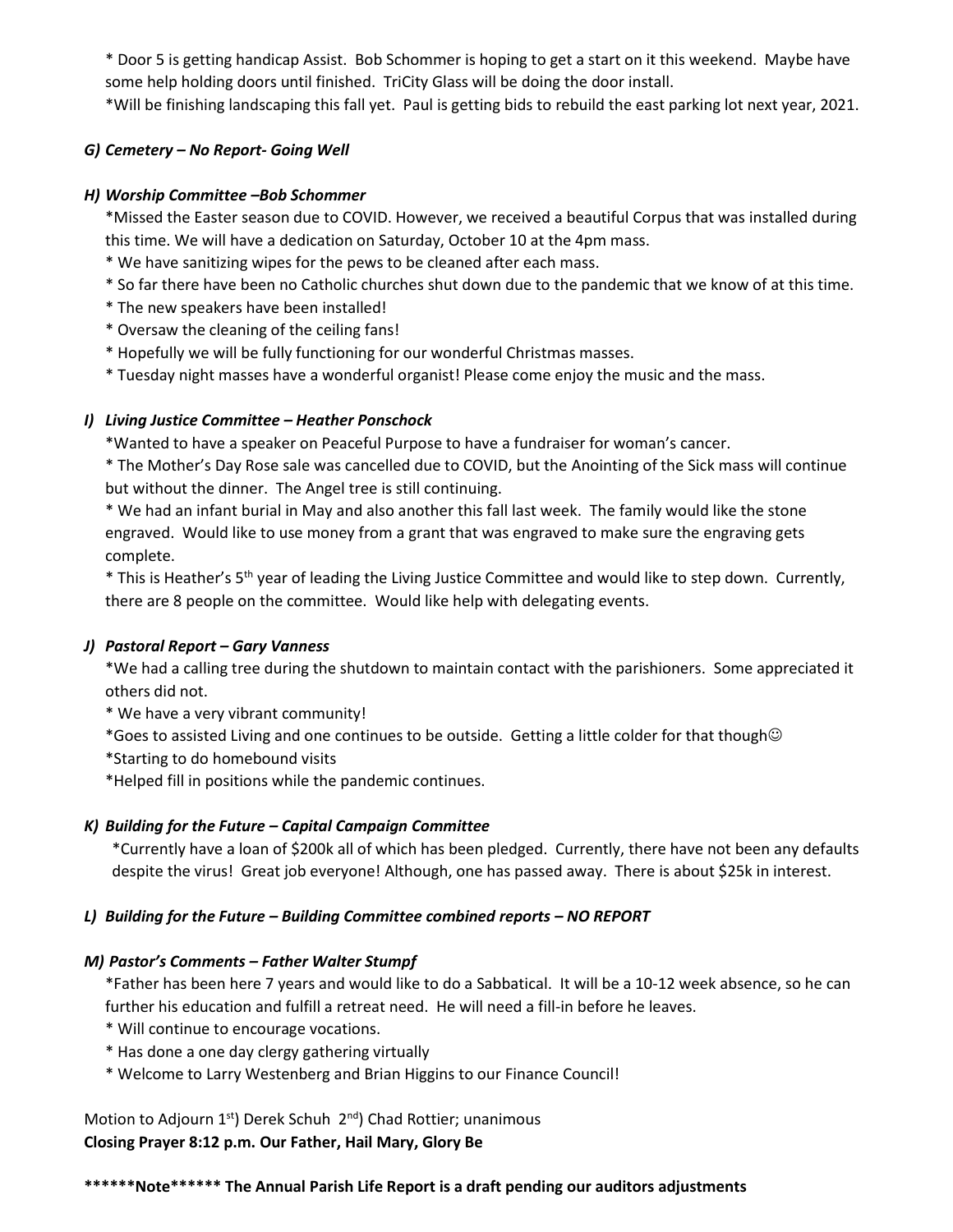* Door 5 is getting handicap Assist. Bob Schommer is hoping to get a start on it this weekend. Maybe have some help holding doors until finished. TriCity Glass will be doing the door install.

*Will be finishing landscaping this fall yet. Paul is getting bids to rebuild the east parking lot next year, 2021.

***G) Cemetery – No Report- Going Well***

***H) Worship Committee –Bob Schommer***

*Missed the Easter season due to COVID. However, we received a beautiful Corpus that was installed during this time. We will have a dedication on Saturday, October 10 at the 4pm mass.

* We have sanitizing wipes for the pews to be cleaned after each mass.

* So far there have been no Catholic churches shut down due to the pandemic that we know of at this time.

* The new speakers have been installed!

* Oversaw the cleaning of the ceiling fans!

* Hopefully we will be fully functioning for our wonderful Christmas masses.

* Tuesday night masses have a wonderful organist! Please come enjoy the music and the mass.

***I) Living Justice Committee – Heather Ponschock***

*Wanted to have a speaker on Peaceful Purpose to have a fundraiser for woman's cancer.

* The Mother's Day Rose sale was cancelled due to COVID, but the Anointing of the Sick mass will continue but without the dinner. The Angel tree is still continuing.

* We had an infant burial in May and also another this fall last week. The family would like the stone engraved. Would like to use money from a grant that was engraved to make sure the engraving gets complete.

* This is Heather's 5th year of leading the Living Justice Committee and would like to step down. Currently, there are 8 people on the committee. Would like help with delegating events.

***J) Pastoral Report – Gary Vanness***

*We had a calling tree during the shutdown to maintain contact with the parishioners. Some appreciated it others did not.

* We have a very vibrant community!

*Goes to assisted Living and one continues to be outside. Getting a little colder for that though☺

*Starting to do homebound visits

*Helped fill in positions while the pandemic continues.

***K) Building for the Future – Capital Campaign Committee***

*Currently have a loan of $200k all of which has been pledged. Currently, there have not been any defaults despite the virus! Great job everyone! Although, one has passed away. There is about $25k in interest.

***L) Building for the Future – Building Committee combined reports – NO REPORT***

***M) Pastor's Comments – Father Walter Stumpf***

*Father has been here 7 years and would like to do a Sabbatical. It will be a 10-12 week absence, so he can further his education and fulfill a retreat need. He will need a fill-in before he leaves.

* Will continue to encourage vocations.

* Has done a one day clergy gathering virtually

* Welcome to Larry Westenberg and Brian Higgins to our Finance Council!

Motion to Adjourn 1st) Derek Schuh 2nd) Chad Rottier; unanimous

**Closing Prayer 8:12 p.m. Our Father, Hail Mary, Glory Be**

**\*\*\*\*\*\*Note\*\*\*\*\*\* The Annual Parish Life Report is a draft pending our auditors adjustments**